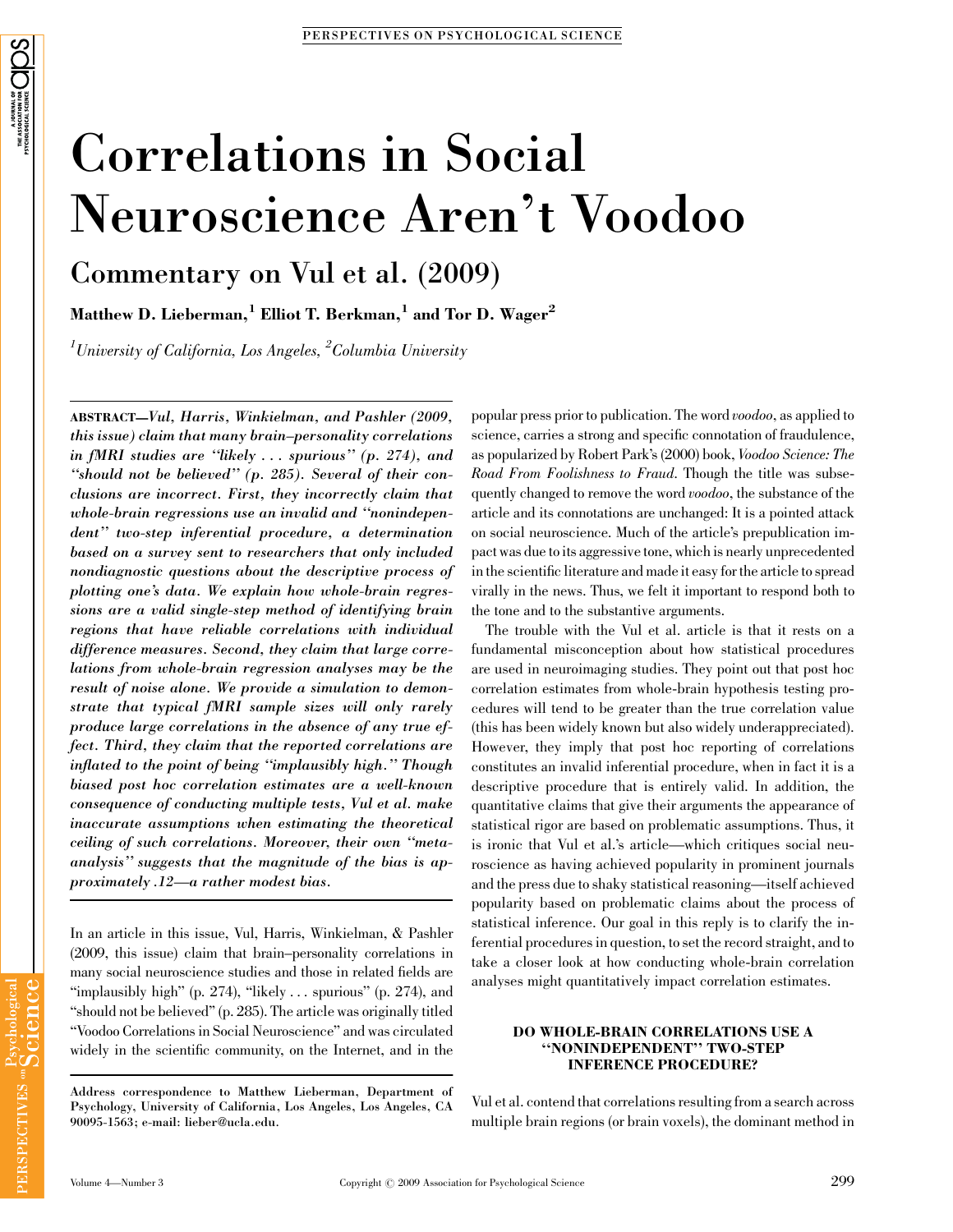# Correlations in Social Neuroscience Aren't Voodoo

## Commentary on Vul et al. (2009)

**Matthew D. Lieberman,[1] Elliot T. Berkman,[1] and Tor D. Wager[2]**

*[1]University of California, Los Angeles, [2]Columbia University*

**ABSTRACT—*Vul, Harris, Winkielman, and Pashler (2009, this issue) claim that many brain–personality correlations in fMRI studies are "likely . . . spurious" (p. 274), and "should not be believed" (p. 285). Several of their conclusions are incorrect. First, they incorrectly claim that whole-brain regressions use an invalid and "nonindependent" two-step inferential procedure, a determination based on a survey sent to researchers that only included nondiagnostic questions about the descriptive process of plotting one's data. We explain how whole-brain regressions are a valid single-step method of identifying brain regions that have reliable correlations with individual difference measures. Second, they claim that large correlations from whole-brain regression analyses may be the result of noise alone. We provide a simulation to demonstrate that typical fMRI sample sizes will only rarely produce large correlations in the absence of any true effect. Third, they claim that the reported correlations are inflated to the point of being "implausibly high." Though biased post hoc correlation estimates are a well-known consequence of conducting multiple tests, Vul et al. make inaccurate assumptions when estimating the theoretical ceiling of such correlations. Moreover, their own "meta-analysis" suggests that the magnitude of the bias is approximately .12—a rather modest bias.***

In an article in this issue, Vul, Harris, Winkielman, & Pashler (2009, this issue) claim that brain–personality correlations in many social neuroscience studies and those in related fields are "implausibly high" (p. 274), "likely . . . spurious" (p. 274), and "should not be believed" (p. 285). The article was originally titled "Voodoo Correlations in Social Neuroscience" and was circulated widely in the scientific community, on the Internet, and in the popular press prior to publication. The word *voodoo*, as applied to science, carries a strong and specific connotation of fraudulence, as popularized by Robert Park's (2000) book, *Voodoo Science: The Road From Foolishness to Fraud*. Though the title was subsequently changed to remove the word *voodoo*, the substance of the article and its connotations are unchanged: It is a pointed attack on social neuroscience. Much of the article's prepublication impact was due to its aggressive tone, which is nearly unprecedented in the scientific literature and made it easy for the article to spread virally in the news. Thus, we felt it important to respond both to the tone and to the substantive arguments.

The trouble with the Vul et al. article is that it rests on a fundamental misconception about how statistical procedures are used in neuroimaging studies. They point out that post hoc correlation estimates from whole-brain hypothesis testing procedures will tend to be greater than the true correlation value (this has been widely known but also widely underappreciated). However, they imply that post hoc reporting of correlations constitutes an invalid inferential procedure, when in fact it is a descriptive procedure that is entirely valid. In addition, the quantitative claims that give their arguments the appearance of statistical rigor are based on problematic assumptions. Thus, it is ironic that Vul et al.'s article—which critiques social neuroscience as having achieved popularity in prominent journals and the press due to shaky statistical reasoning—itself achieved popularity based on problematic claims about the process of statistical inference. Our goal in this reply is to clarify the inferential procedures in question, to set the record straight, and to take a closer look at how conducting whole-brain correlation analyses might quantitatively impact correlation estimates.

## DO WHOLE-BRAIN CORRELATIONS USE A "NONINDEPENDENT" TWO-STEP INFERENCE PROCEDURE?

Vul et al. contend that correlations resulting from a search across multiple brain regions (or brain voxels), the dominant method in

Address correspondence to Matthew Lieberman, Department of Psychology, University of California, Los Angeles, Los Angeles, CA 90095-1563; e-mail: lieber@ucla.edu.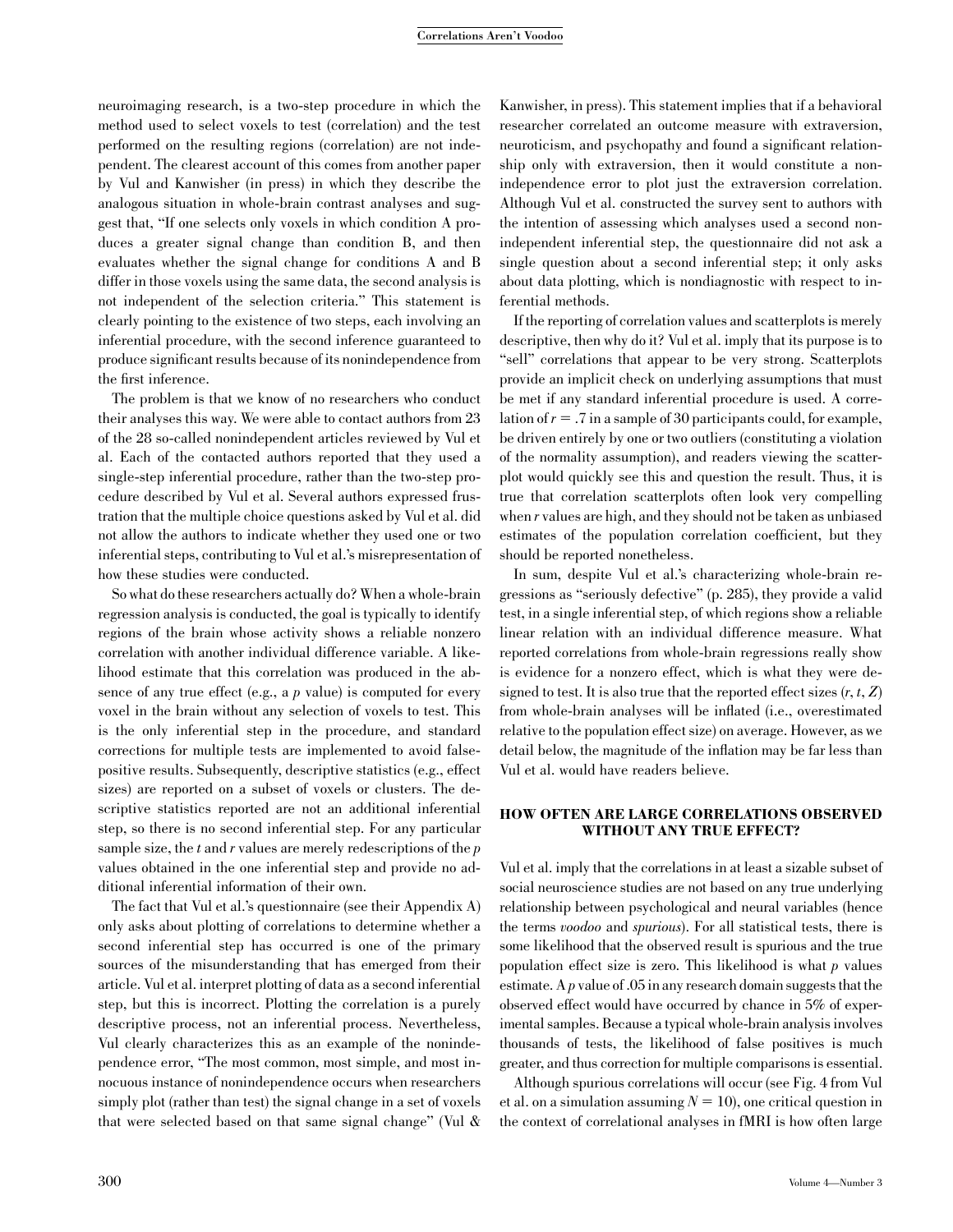neuroimaging research, is a two-step procedure in which the method used to select voxels to test (correlation) and the test performed on the resulting regions (correlation) are not independent. The clearest account of this comes from another paper by Vul and Kanwisher (in press) in which they describe the analogous situation in whole-brain contrast analyses and suggest that, "If one selects only voxels in which condition A produces a greater signal change than condition B, and then evaluates whether the signal change for conditions A and B differ in those voxels using the same data, the second analysis is not independent of the selection criteria." This statement is clearly pointing to the existence of two steps, each involving an inferential procedure, with the second inference guaranteed to produce significant results because of its nonindependence from the first inference.

The problem is that we know of no researchers who conduct their analyses this way. We were able to contact authors from 23 of the 28 so-called nonindependent articles reviewed by Vul et al. Each of the contacted authors reported that they used a single-step inferential procedure, rather than the two-step procedure described by Vul et al. Several authors expressed frustration that the multiple choice questions asked by Vul et al. did not allow the authors to indicate whether they used one or two inferential steps, contributing to Vul et al.'s misrepresentation of how these studies were conducted.

So what do these researchers actually do? When a whole-brain regression analysis is conducted, the goal is typically to identify regions of the brain whose activity shows a reliable nonzero correlation with another individual difference variable. A likelihood estimate that this correlation was produced in the absence of any true effect (e.g., a *p* value) is computed for every voxel in the brain without any selection of voxels to test. This is the only inferential step in the procedure, and standard corrections for multiple tests are implemented to avoid false-positive results. Subsequently, descriptive statistics (e.g., effect sizes) are reported on a subset of voxels or clusters. The descriptive statistics reported are not an additional inferential step, so there is no second inferential step. For any particular sample size, the *t* and *r* values are merely redescriptions of the *p* values obtained in the one inferential step and provide no additional inferential information of their own.

The fact that Vul et al.'s questionnaire (see their Appendix A) only asks about plotting of correlations to determine whether a second inferential step has occurred is one of the primary sources of the misunderstanding that has emerged from their article. Vul et al. interpret plotting of data as a second inferential step, but this is incorrect. Plotting the correlation is a purely descriptive process, not an inferential process. Nevertheless, Vul clearly characterizes this as an example of the nonindependence error, "The most common, most simple, and most innocuous instance of nonindependence occurs when researchers simply plot (rather than test) the signal change in a set of voxels that were selected based on that same signal change" (Vul & Kanwisher, in press). This statement implies that if a behavioral researcher correlated an outcome measure with extraversion, neuroticism, and psychopathy and found a significant relationship only with extraversion, then it would constitute a nonindependence error to plot just the extraversion correlation. Although Vul et al. constructed the survey sent to authors with the intention of assessing which analyses used a second nonindependent inferential step, the questionnaire did not ask a single question about a second inferential step; it only asks about data plotting, which is nondiagnostic with respect to inferential methods.

If the reporting of correlation values and scatterplots is merely descriptive, then why do it? Vul et al. imply that its purpose is to "sell" correlations that appear to be very strong. Scatterplots provide an implicit check on underlying assumptions that must be met if any standard inferential procedure is used. A correlation of $r = .7$ in a sample of 30 participants could, for example, be driven entirely by one or two outliers (constituting a violation of the normality assumption), and readers viewing the scatterplot would quickly see this and question the result. Thus, it is true that correlation scatterplots often look very compelling when *r* values are high, and they should not be taken as unbiased estimates of the population correlation coefficient, but they should be reported nonetheless.

In sum, despite Vul et al.'s characterizing whole-brain regressions as "seriously defective" (p. 285), they provide a valid test, in a single inferential step, of which regions show a reliable linear relation with an individual difference measure. What reported correlations from whole-brain regressions really show is evidence for a nonzero effect, which is what they were designed to test. It is also true that the reported effect sizes ($r$, $t$, $Z$) from whole-brain analyses will be inflated (i.e., overestimated relative to the population effect size) on average. However, as we detail below, the magnitude of the inflation may be far less than Vul et al. would have readers believe.

## HOW OFTEN ARE LARGE CORRELATIONS OBSERVED WITHOUT ANY TRUE EFFECT?

Vul et al. imply that the correlations in at least a sizable subset of social neuroscience studies are not based on any true underlying relationship between psychological and neural variables (hence the terms *voodoo* and *spurious*). For all statistical tests, there is some likelihood that the observed result is spurious and the true population effect size is zero. This likelihood is what *p* values estimate. A *p* value of .05 in any research domain suggests that the observed effect would have occurred by chance in 5% of experimental samples. Because a typical whole-brain analysis involves thousands of tests, the likelihood of false positives is much greater, and thus correction for multiple comparisons is essential.

Although spurious correlations will occur (see Fig. 4 from Vul et al. on a simulation assuming $N = 10$), one critical question in the context of correlational analyses in fMRI is how often large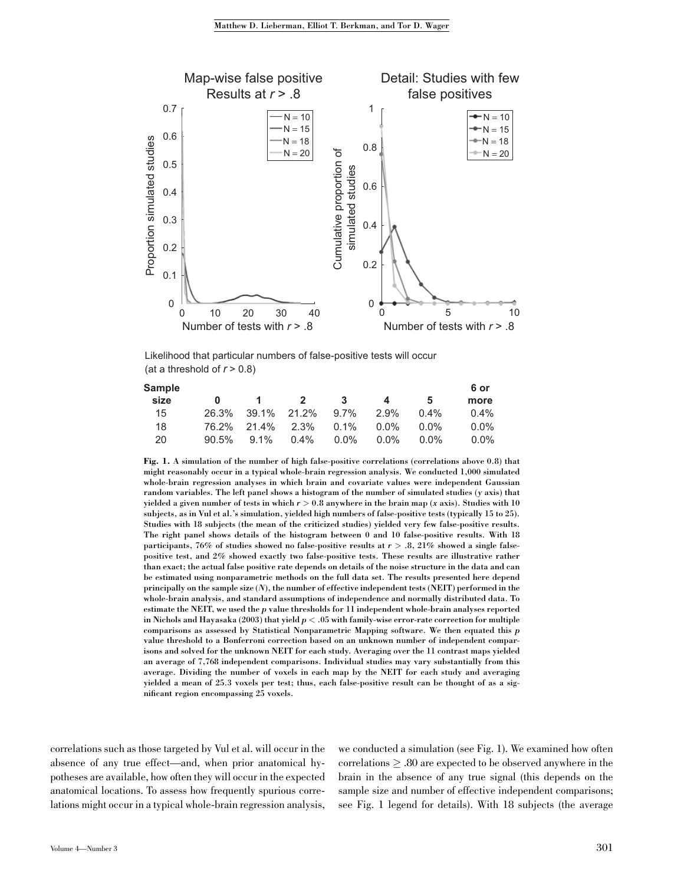Likelihood that particular numbers of false-positive tests will occur (at a threshold of $r > 0.8$)

| Sample size | 0 | 1 | 2 | 3 | 4 | 5 | 6 or more |
|---|---|---|---|---|---|---|---|
| 15 | 26.3% | 39.1% | 21.2% | 9.7% | 2.9% | 0.4% | 0.4% |
| 18 | 76.2% | 21.4% | 2.3% | 0.1% | 0.0% | 0.0% | 0.0% |
| 20 | 90.5% | 9.1% | 0.4% | 0.0% | 0.0% | 0.0% | 0.0% |

**Fig. 1.** A simulation of the number of high false-positive correlations (correlations above 0.8) that might reasonably occur in a typical whole-brain regression analysis. We conducted 1,000 simulated whole-brain regression analyses in which brain and covariate values were independent Gaussian random variables. The left panel shows a histogram of the number of simulated studies (*y* axis) that yielded a given number of tests in which $r > 0.8$ anywhere in the brain map (*x* axis). Studies with 10 subjects, as in Vul et al.'s simulation, yielded high numbers of false-positive tests (typically 15 to 25). Studies with 18 subjects (the mean of the criticized studies) yielded very few false-positive results. The right panel shows details of the histogram between 0 and 10 false-positive results. With 18 participants, 76% of studies showed no false-positive results at $r > .8$, 21% showed a single false-positive test, and 2% showed exactly two false-positive tests. These results are illustrative rather than exact; the actual false positive rate depends on details of the noise structure in the data and can be estimated using nonparametric methods on the full data set. The results presented here depend principally on the sample size ($N$), the number of effective independent tests (NEIT) performed in the whole-brain analysis, and standard assumptions of independence and normally distributed data. To estimate the NEIT, we used the $p$ value thresholds for 11 independent whole-brain analyses reported in Nichols and Hayasaka (2003) that yield $p < .05$ with family-wise error-rate correction for multiple comparisons as assessed by Statistical Nonparametric Mapping software. We then equated this $p$ value threshold to a Bonferroni correction based on an unknown number of independent comparisons and solved for the unknown NEIT for each study. Averaging over the 11 contrast maps yielded an average of 7,768 independent comparisons. Individual studies may vary substantially from this average. Dividing the number of voxels in each map by the NEIT for each study and averaging yielded a mean of 25.3 voxels per test; thus, each false-positive result can be thought of as a significant region encompassing 25 voxels.

correlations such as those targeted by Vul et al. will occur in the absence of any true effect—and, when prior anatomical hypotheses are available, how often they will occur in the expected anatomical locations. To assess how frequently spurious correlations might occur in a typical whole-brain regression analysis, we conducted a simulation (see Fig. 1). We examined how often correlations $\geq .80$ are expected to be observed anywhere in the brain in the absence of any true signal (this depends on the sample size and number of effective independent comparisons; see Fig. 1 legend for details). With 18 subjects (the average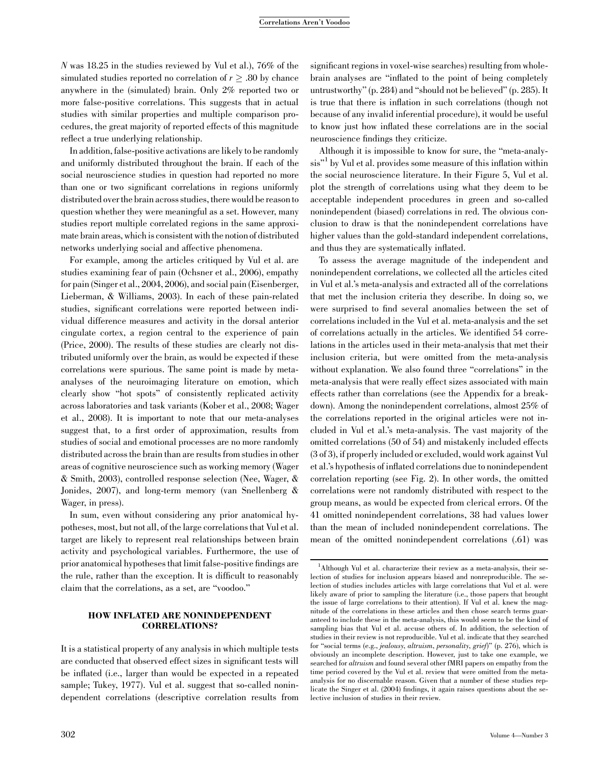$N$ was 18.25 in the studies reviewed by Vul et al.), 76% of the simulated studies reported no correlation of $r \geq .80$ by chance anywhere in the (simulated) brain. Only 2% reported two or more false-positive correlations. This suggests that in actual studies with similar properties and multiple comparison procedures, the great majority of reported effects of this magnitude reflect a true underlying relationship.

In addition, false-positive activations are likely to be randomly and uniformly distributed throughout the brain. If each of the social neuroscience studies in question had reported no more than one or two significant correlations in regions uniformly distributed over the brain across studies, there would be reason to question whether they were meaningful as a set. However, many studies report multiple correlated regions in the same approximate brain areas, which is consistent with the notion of distributed networks underlying social and affective phenomena.

For example, among the articles critiqued by Vul et al. are studies examining fear of pain (Ochsner et al., 2006), empathy for pain (Singer et al., 2004, 2006), and social pain (Eisenberger, Lieberman, & Williams, 2003). In each of these pain-related studies, significant correlations were reported between individual difference measures and activity in the dorsal anterior cingulate cortex, a region central to the experience of pain (Price, 2000). The results of these studies are clearly not distributed uniformly over the brain, as would be expected if these correlations were spurious. The same point is made by meta-analyses of the neuroimaging literature on emotion, which clearly show "hot spots" of consistently replicated activity across laboratories and task variants (Kober et al., 2008; Wager et al., 2008). It is important to note that our meta-analyses suggest that, to a first order of approximation, results from studies of social and emotional processes are no more randomly distributed across the brain than are results from studies in other areas of cognitive neuroscience such as working memory (Wager & Smith, 2003), controlled response selection (Nee, Wager, & Jonides, 2007), and long-term memory (van Snellenberg & Wager, in press).

In sum, even without considering any prior anatomical hypotheses, most, but not all, of the large correlations that Vul et al. target are likely to represent real relationships between brain activity and psychological variables. Furthermore, the use of prior anatomical hypotheses that limit false-positive findings are the rule, rather than the exception. It is difficult to reasonably claim that the correlations, as a set, are "voodoo."

## HOW INFLATED ARE NONINDEPENDENT CORRELATIONS?

It is a statistical property of any analysis in which multiple tests are conducted that observed effect sizes in significant tests will be inflated (i.e., larger than would be expected in a repeated sample; Tukey, 1977). Vul et al. suggest that so-called nonindependent correlations (descriptive correlation results from significant regions in voxel-wise searches) resulting from whole-brain analyses are "inflated to the point of being completely untrustworthy" (p. 284) and "should not be believed" (p. 285). It is true that there is inflation in such correlations (though not because of any invalid inferential procedure), it would be useful to know just how inflated these correlations are in the social neuroscience findings they criticize.

Although it is impossible to know for sure, the "meta-analysis"[1] by Vul et al. provides some measure of this inflation within the social neuroscience literature. In their Figure 5, Vul et al. plot the strength of correlations using what they deem to be acceptable independent procedures in green and so-called nonindependent (biased) correlations in red. The obvious conclusion to draw is that the nonindependent correlations have higher values than the gold-standard independent correlations, and thus they are systematically inflated.

To assess the average magnitude of the independent and nonindependent correlations, we collected all the articles cited in Vul et al.'s meta-analysis and extracted all of the correlations that met the inclusion criteria they describe. In doing so, we were surprised to find several anomalies between the set of correlations included in the Vul et al. meta-analysis and the set of correlations actually in the articles. We identified 54 correlations in the articles used in their meta-analysis that met their inclusion criteria, but were omitted from the meta-analysis without explanation. We also found three "correlations" in the meta-analysis that were really effect sizes associated with main effects rather than correlations (see the Appendix for a breakdown). Among the nonindependent correlations, almost 25% of the correlations reported in the original articles were not included in Vul et al.'s meta-analysis. The vast majority of the omitted correlations (50 of 54) and mistakenly included effects (3 of 3), if properly included or excluded, would work against Vul et al.'s hypothesis of inflated correlations due to nonindependent correlation reporting (see Fig. 2). In other words, the omitted correlations were not randomly distributed with respect to the group means, as would be expected from clerical errors. Of the 41 omitted nonindependent correlations, 38 had values lower than the mean of included nonindependent correlations. The mean of the omitted nonindependent correlations (.61) was

[1]Although Vul et al. characterize their review as a meta-analysis, their selection of studies for inclusion appears biased and nonreproducible. The selection of studies includes articles with large correlations that Vul et al. were likely aware of prior to sampling the literature (i.e., those papers that brought the issue of large correlations to their attention). If Vul et al. knew the magnitude of the correlations in these articles and then chose search terms guaranteed to include these in the meta-analysis, this would seem to be the kind of sampling bias that Vul et al. accuse others of. In addition, the selection of studies in their review is not reproducible. Vul et al. indicate that they searched for "social terms (e.g., *jealousy*, *altruism*, *personality*, *grief*)" (p. 276), which is obviously an incomplete description. However, just to take one example, we searched for *altruism* and found several other fMRI papers on empathy from the time period covered by the Vul et al. review that were omitted from the meta-analysis for no discernable reason. Given that a number of these studies replicate the Singer et al. (2004) findings, it again raises questions about the selective inclusion of studies in their review.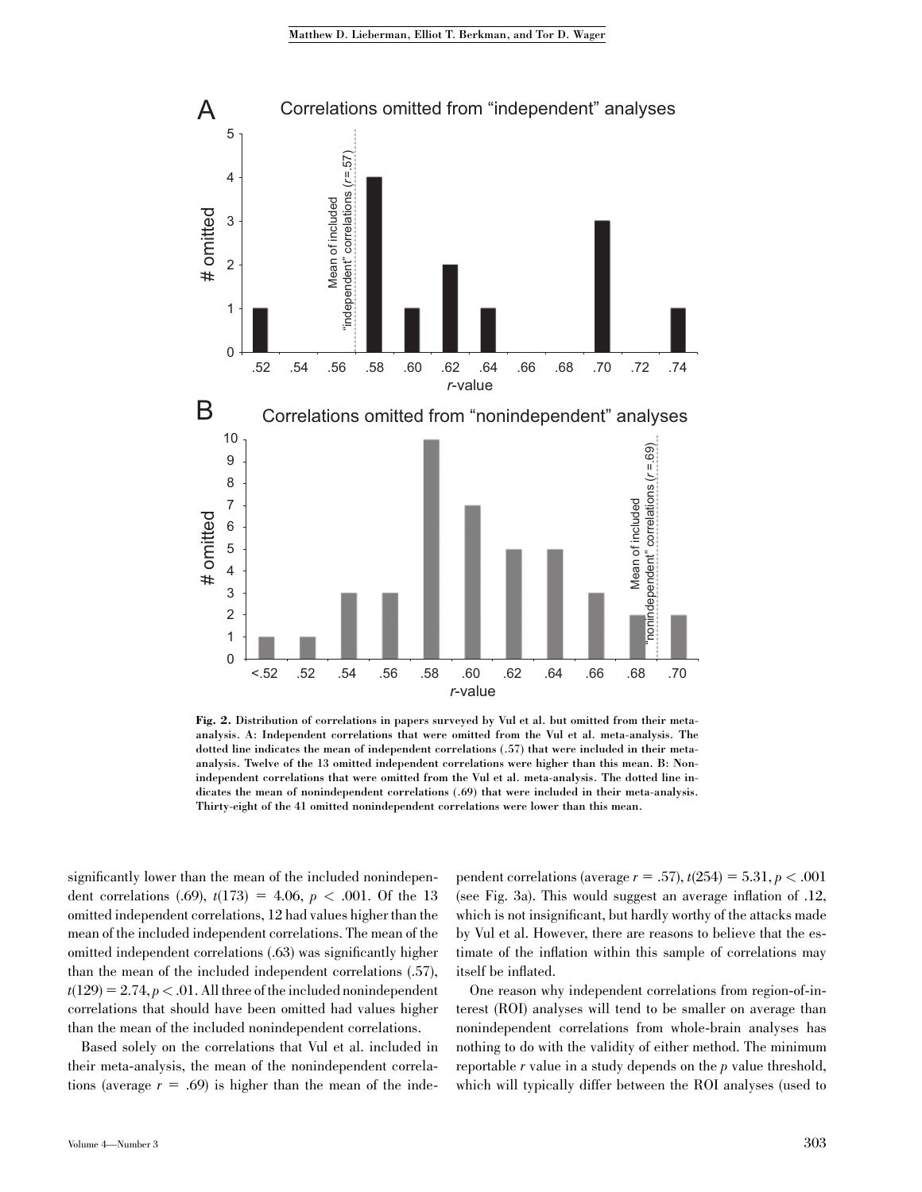Fig. 2. Distribution of correlations in papers surveyed by Vul et al. but omitted from their meta-analysis. A: Independent correlations that were omitted from the Vul et al. meta-analysis. The dotted line indicates the mean of independent correlations (.57) that were included in their meta-analysis. Twelve of the 13 omitted independent correlations were higher than this mean. B: Nonindependent correlations that were omitted from the Vul et al. meta-analysis. The dotted line indicates the mean of nonindependent correlations (.69) that were included in their meta-analysis. Thirty-eight of the 41 omitted nonindependent correlations were lower than this mean.

significantly lower than the mean of the included nonindependent correlations (.69), $t(173) = 4.06$, $p < .001$. Of the 13 omitted independent correlations, 12 had values higher than the mean of the included independent correlations. The mean of the omitted independent correlations (.63) was significantly higher than the mean of the included independent correlations (.57), $t(129) = 2.74, p < .01$. All three of the included nonindependent correlations that should have been omitted had values higher than the mean of the included nonindependent correlations.

Based solely on the correlations that Vul et al. included in their meta-analysis, the mean of the nonindependent correlations (average $r = .69$) is higher than the mean of the independent correlations (average $r = .57$), $t(254) = 5.31, p < .001$ (see Fig. 3a). This would suggest an average inflation of .12, which is not insignificant, but hardly worthy of the attacks made by Vul et al. However, there are reasons to believe that the estimate of the inflation within this sample of correlations may itself be inflated.

One reason why independent correlations from region-of-interest (ROI) analyses will tend to be smaller on average than nonindependent correlations from whole-brain analyses has nothing to do with the validity of either method. The minimum reportable $r$ value in a study depends on the $p$ value threshold, which will typically differ between the ROI analyses (used to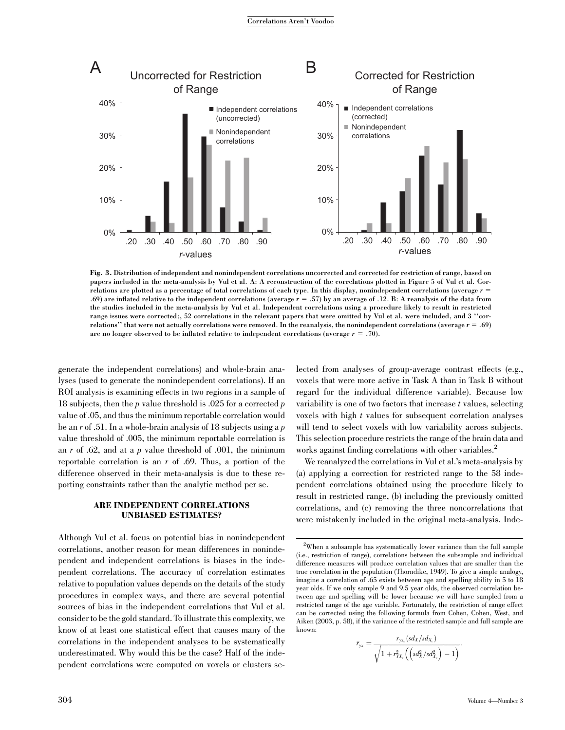**Fig. 3.** Distribution of independent and nonindependent correlations uncorrected and corrected for restriction of range, based on papers included in the meta-analysis by Vul et al. A: A reconstruction of the correlations plotted in Figure 5 of Vul et al. Correlations are plotted as a percentage of total correlations of each type. In this display, nonindependent correlations (average $r$ = .69) are inflated relative to the independent correlations (average $r$ = .57) by an average of .12. B: A reanalysis of the data from the studies included in the meta-analysis by Vul et al. Independent correlations using a procedure likely to result in restricted range issues were corrected;, 52 correlations in the relevant papers that were omitted by Vul et al. were included, and 3 ''correlations'' that were not actually correlations were removed. In the reanalysis, the nonindependent correlations (average $r$ = .69) are no longer observed to be inflated relative to independent correlations (average $r$ = .70).

generate the independent correlations) and whole-brain analyses (used to generate the nonindependent correlations). If an ROI analysis is examining effects in two regions in a sample of 18 subjects, then the $p$ value threshold is .025 for a corrected $p$ value of .05, and thus the minimum reportable correlation would be an $r$ of .51. In a whole-brain analysis of 18 subjects using a $p$ value threshold of .005, the minimum reportable correlation is an $r$ of .62, and at a $p$ value threshold of .001, the minimum reportable correlation is an $r$ of .69. Thus, a portion of the difference observed in their meta-analysis is due to these reporting constraints rather than the analytic method per se.

## ARE INDEPENDENT CORRELATIONS UNBIASED ESTIMATES?

Although Vul et al. focus on potential bias in nonindependent correlations, another reason for mean differences in nonindependent and independent correlations is biases in the independent correlations. The accuracy of correlation estimates relative to population values depends on the details of the study procedures in complex ways, and there are several potential sources of bias in the independent correlations that Vul et al. consider to be the gold standard. To illustrate this complexity, we know of at least one statistical effect that causes many of the correlations in the independent analyses to be systematically underestimated. Why would this be the case? Half of the independent correlations were computed on voxels or clusters selected from analyses of group-average contrast effects (e.g., voxels that were more active in Task A than in Task B without regard for the individual difference variable). Because low variability is one of two factors that increase $t$ values, selecting voxels with high $t$ values for subsequent correlation analyses will tend to select voxels with low variability across subjects. This selection procedure restricts the range of the brain data and works against finding correlations with other variables.[2]

We reanalyzed the correlations in Vul et al.'s meta-analysis by (a) applying a correction for restricted range to the 58 independent correlations obtained using the procedure likely to result in restricted range, (b) including the previously omitted correlations, and (c) removing the three noncorrelations that were mistakenly included in the original meta-analysis. Inde-

[2]When a subsample has systematically lower variance than the full sample (i.e., restriction of range), correlations between the subsample and individual difference measures will produce correlation values that are smaller than the true correlation in the population (Thorndike, 1949). To give a simple analogy, imagine a correlation of .65 exists between age and spelling ability in 5 to 18 year olds. If we only sample 9 and 9.5 year olds, the observed correlation between age and spelling will be lower because we will have sampled from a restricted range of the age variable. Fortunately, the restriction of range effect can be corrected using the following formula from Cohen, Cohen, West, and Aiken (2003, p. 58), if the variance of the restricted sample and full sample are known:

$$\tilde{r}_{yx} = \frac{r_{yx_c}(sd_X/sd_{X_c})}{\sqrt{1 + r_{YX_c}^2\left(\left(sd_X^2/sd_{X_c}^2\right) - 1\right)}}.$$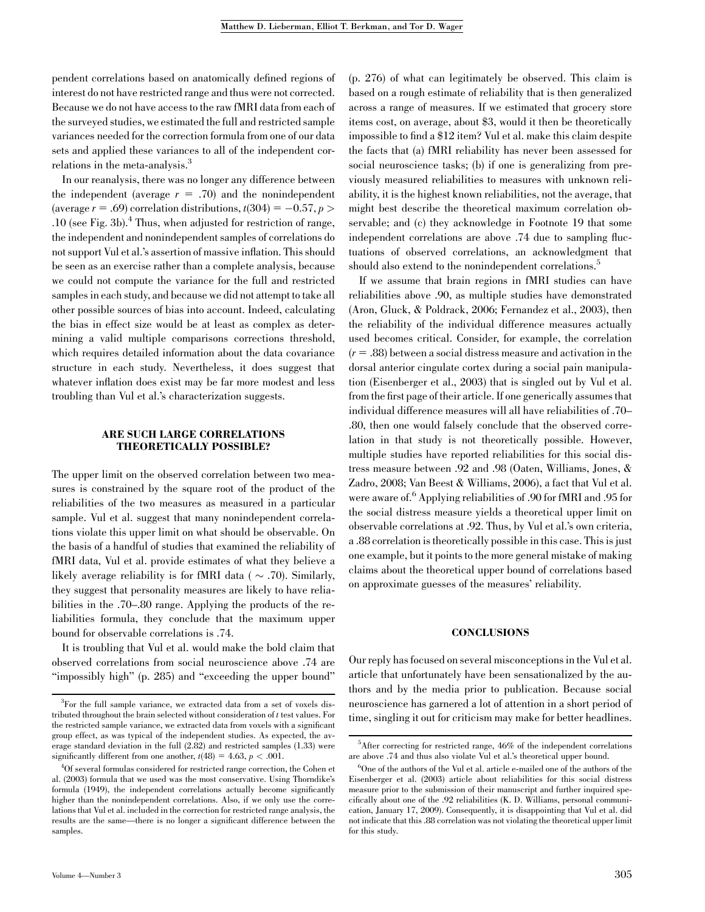pendent correlations based on anatomically defined regions of interest do not have restricted range and thus were not corrected. Because we do not have access to the raw fMRI data from each of the surveyed studies, we estimated the full and restricted sample variances needed for the correction formula from one of our data sets and applied these variances to all of the independent correlations in the meta-analysis.[3]

In our reanalysis, there was no longer any difference between the independent (average $r = .70$) and the nonindependent (average $r = .69$) correlation distributions, $t(304) = -0.57$, $p > .10$ (see Fig. 3b).[4] Thus, when adjusted for restriction of range, the independent and nonindependent samples of correlations do not support Vul et al.'s assertion of massive inflation. This should be seen as an exercise rather than a complete analysis, because we could not compute the variance for the full and restricted samples in each study, and because we did not attempt to take all other possible sources of bias into account. Indeed, calculating the bias in effect size would be at least as complex as determining a valid multiple comparisons corrections threshold, which requires detailed information about the data covariance structure in each study. Nevertheless, it does suggest that whatever inflation does exist may be far more modest and less troubling than Vul et al.'s characterization suggests.

## ARE SUCH LARGE CORRELATIONS THEORETICALLY POSSIBLE?

The upper limit on the observed correlation between two measures is constrained by the square root of the product of the reliabilities of the two measures as measured in a particular sample. Vul et al. suggest that many nonindependent correlations violate this upper limit on what should be observable. On the basis of a handful of studies that examined the reliability of fMRI data, Vul et al. provide estimates of what they believe a likely average reliability is for fMRI data ( $\sim .70$). Similarly, they suggest that personality measures are likely to have reliabilities in the .70–.80 range. Applying the products of the reliabilities formula, they conclude that the maximum upper bound for observable correlations is .74.

It is troubling that Vul et al. would make the bold claim that observed correlations from social neuroscience above .74 are "impossibly high" (p. 285) and "exceeding the upper bound" (p. 276) of what can legitimately be observed. This claim is based on a rough estimate of reliability that is then generalized across a range of measures. If we estimated that grocery store items cost, on average, about \$3, would it then be theoretically impossible to find a \$12 item? Vul et al. make this claim despite the facts that (a) fMRI reliability has never been assessed for social neuroscience tasks; (b) if one is generalizing from previously measured reliabilities to measures with unknown reliability, it is the highest known reliabilities, not the average, that might best describe the theoretical maximum correlation observable; and (c) they acknowledge in Footnote 19 that some independent correlations are above .74 due to sampling fluctuations of observed correlations, an acknowledgment that should also extend to the nonindependent correlations.[5]

If we assume that brain regions in fMRI studies can have reliabilities above .90, as multiple studies have demonstrated (Aron, Gluck, & Poldrack, 2006; Fernandez et al., 2003), then the reliability of the individual difference measures actually used becomes critical. Consider, for example, the correlation ($r = .88$) between a social distress measure and activation in the dorsal anterior cingulate cortex during a social pain manipulation (Eisenberger et al., 2003) that is singled out by Vul et al. from the first page of their article. If one generically assumes that individual difference measures will all have reliabilities of .70–.80, then one would falsely conclude that the observed correlation in that study is not theoretically possible. However, multiple studies have reported reliabilities for this social distress measure between .92 and .98 (Oaten, Williams, Jones, & Zadro, 2008; Van Beest & Williams, 2006), a fact that Vul et al. were aware of.[6] Applying reliabilities of .90 for fMRI and .95 for the social distress measure yields a theoretical upper limit on observable correlations at .92. Thus, by Vul et al.'s own criteria, a .88 correlation is theoretically possible in this case. This is just one example, but it points to the more general mistake of making claims about the theoretical upper bound of correlations based on approximate guesses of the measures' reliability.

## CONCLUSIONS

Our reply has focused on several misconceptions in the Vul et al. article that unfortunately have been sensationalized by the authors and by the media prior to publication. Because social neuroscience has garnered a lot of attention in a short period of time, singling it out for criticism may make for better headlines.

---

[3] For the full sample variance, we extracted data from a set of voxels distributed throughout the brain selected without consideration of $t$ test values. For the restricted sample variance, we extracted data from voxels with a significant group effect, as was typical of the independent studies. As expected, the average standard deviation in the full (2.82) and restricted samples (1.33) were significantly different from one another, $t(48) = 4.63$, $p < .001$.

[4] Of several formulas considered for restricted range correction, the Cohen et al. (2003) formula that we used was the most conservative. Using Thorndike's formula (1949), the independent correlations actually become significantly higher than the nonindependent correlations. Also, if we only use the correlations that Vul et al. included in the correction for restricted range analysis, the results are the same—there is no longer a significant difference between the samples.

[5] After correcting for restricted range, 46% of the independent correlations are above .74 and thus also violate Vul et al.'s theoretical upper bound.

[6] One of the authors of the Vul et al. article e-mailed one of the authors of the Eisenberger et al. (2003) article about reliabilities for this social distress measure prior to the submission of their manuscript and further inquired specifically about one of the .92 reliabilities (K. D. Williams, personal communication, January 17, 2009). Consequently, it is disappointing that Vul et al. did not indicate that this .88 correlation was not violating the theoretical upper limit for this study.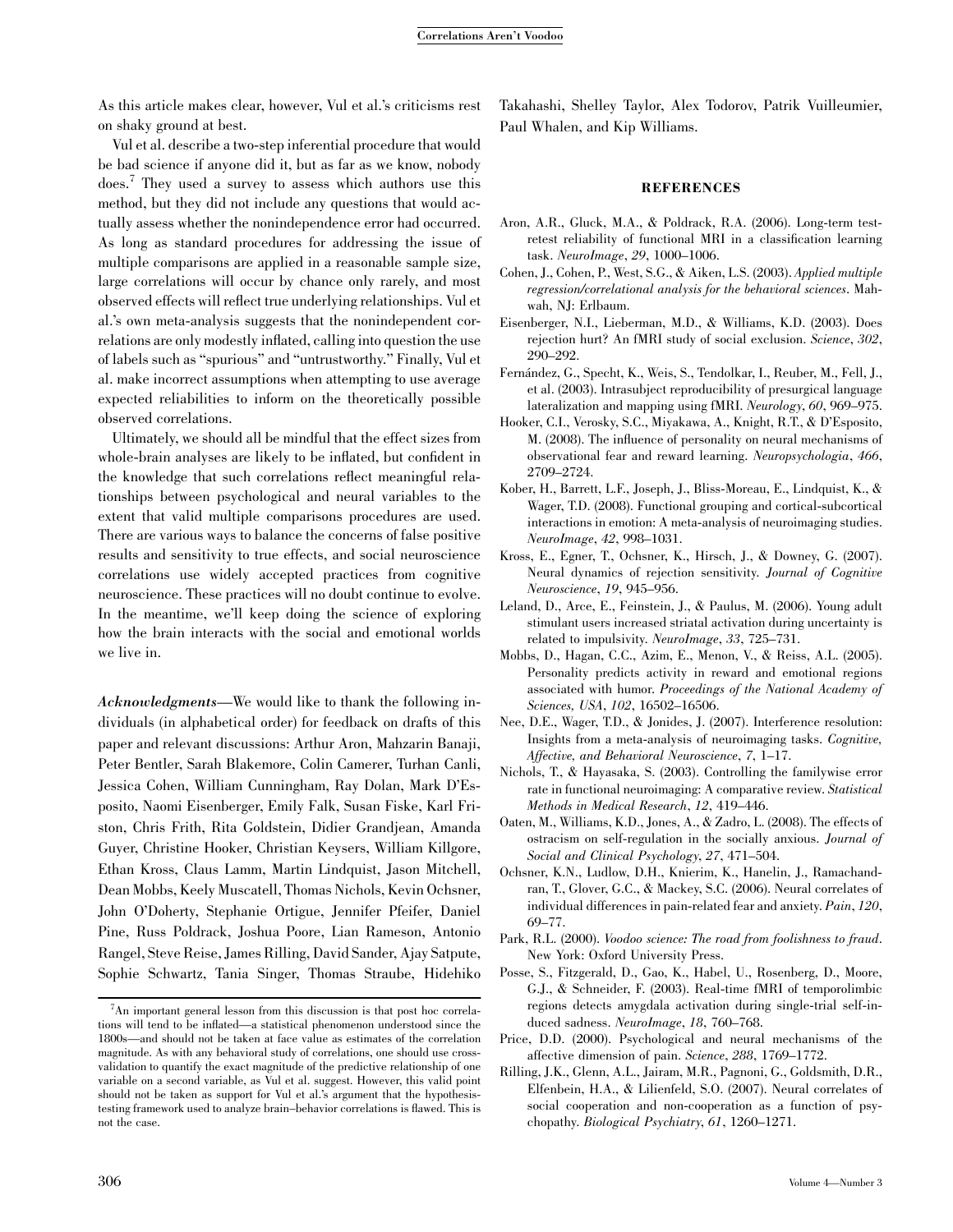As this article makes clear, however, Vul et al.'s criticisms rest on shaky ground at best.

Vul et al. describe a two-step inferential procedure that would be bad science if anyone did it, but as far as we know, nobody does.[7] They used a survey to assess which authors use this method, but they did not include any questions that would actually assess whether the nonindependence error had occurred. As long as standard procedures for addressing the issue of multiple comparisons are applied in a reasonable sample size, large correlations will occur by chance only rarely, and most observed effects will reflect true underlying relationships. Vul et al.'s own meta-analysis suggests that the nonindependent correlations are only modestly inflated, calling into question the use of labels such as "spurious" and "untrustworthy." Finally, Vul et al. make incorrect assumptions when attempting to use average expected reliabilities to inform on the theoretically possible observed correlations.

Ultimately, we should all be mindful that the effect sizes from whole-brain analyses are likely to be inflated, but confident in the knowledge that such correlations reflect meaningful relationships between psychological and neural variables to the extent that valid multiple comparisons procedures are used. There are various ways to balance the concerns of false positive results and sensitivity to true effects, and social neuroscience correlations use widely accepted practices from cognitive neuroscience. These practices will no doubt continue to evolve. In the meantime, we'll keep doing the science of exploring how the brain interacts with the social and emotional worlds we live in.

***Acknowledgments***—We would like to thank the following individuals (in alphabetical order) for feedback on drafts of this paper and relevant discussions: Arthur Aron, Mahzarin Banaji, Peter Bentler, Sarah Blakemore, Colin Camerer, Turhan Canli, Jessica Cohen, William Cunningham, Ray Dolan, Mark D'Esposito, Naomi Eisenberger, Emily Falk, Susan Fiske, Karl Friston, Chris Frith, Rita Goldstein, Didier Grandjean, Amanda Guyer, Christine Hooker, Christian Keysers, William Killgore, Ethan Kross, Claus Lamm, Martin Lindquist, Jason Mitchell, Dean Mobbs, Keely Muscatell, Thomas Nichols, Kevin Ochsner, John O'Doherty, Stephanie Ortigue, Jennifer Pfeifer, Daniel Pine, Russ Poldrack, Joshua Poore, Lian Rameson, Antonio Rangel, Steve Reise, James Rilling, David Sander, Ajay Satpute, Sophie Schwartz, Tania Singer, Thomas Straube, Hidehiko Takahashi, Shelley Taylor, Alex Todorov, Patrik Vuilleumier, Paul Whalen, and Kip Williams.

[7]An important general lesson from this discussion is that post hoc correlations will tend to be inflated—a statistical phenomenon understood since the 1800s—and should not be taken at face value as estimates of the correlation magnitude. As with any behavioral study of correlations, one should use cross-validation to quantify the exact magnitude of the predictive relationship of one variable on a second variable, as Vul et al. suggest. However, this valid point should not be taken as support for Vul et al.'s argument that the hypothesis-testing framework used to analyze brain–behavior correlations is flawed. This is not the case.

## REFERENCES

Aron, A.R., Gluck, M.A., & Poldrack, R.A. (2006). Long-term test-retest reliability of functional MRI in a classification learning task. *NeuroImage*, *29*, 1000–1006.

Cohen, J., Cohen, P., West, S.G., & Aiken, L.S. (2003). *Applied multiple regression/correlational analysis for the behavioral sciences*. Mahwah, NJ: Erlbaum.

Eisenberger, N.I., Lieberman, M.D., & Williams, K.D. (2003). Does rejection hurt? An fMRI study of social exclusion. *Science*, *302*, 290–292.

Fernández, G., Specht, K., Weis, S., Tendolkar, I., Reuber, M., Fell, J., et al. (2003). Intrasubject reproducibility of presurgical language lateralization and mapping using fMRI. *Neurology*, *60*, 969–975.

Hooker, C.I., Verosky, S.C., Miyakawa, A., Knight, R.T., & D'Esposito, M. (2008). The influence of personality on neural mechanisms of observational fear and reward learning. *Neuropsychologia*, *466*, 2709–2724.

Kober, H., Barrett, L.F., Joseph, J., Bliss-Moreau, E., Lindquist, K., & Wager, T.D. (2008). Functional grouping and cortical-subcortical interactions in emotion: A meta-analysis of neuroimaging studies. *NeuroImage*, *42*, 998–1031.

Kross, E., Egner, T., Ochsner, K., Hirsch, J., & Downey, G. (2007). Neural dynamics of rejection sensitivity. *Journal of Cognitive Neuroscience*, *19*, 945–956.

Leland, D., Arce, E., Feinstein, J., & Paulus, M. (2006). Young adult stimulant users increased striatal activation during uncertainty is related to impulsivity. *NeuroImage*, *33*, 725–731.

Mobbs, D., Hagan, C.C., Azim, E., Menon, V., & Reiss, A.L. (2005). Personality predicts activity in reward and emotional regions associated with humor. *Proceedings of the National Academy of Sciences, USA*, *102*, 16502–16506.

Nee, D.E., Wager, T.D., & Jonides, J. (2007). Interference resolution: Insights from a meta-analysis of neuroimaging tasks. *Cognitive, Affective, and Behavioral Neuroscience*, *7*, 1–17.

Nichols, T., & Hayasaka, S. (2003). Controlling the familywise error rate in functional neuroimaging: A comparative review. *Statistical Methods in Medical Research*, *12*, 419–446.

Oaten, M., Williams, K.D., Jones, A., & Zadro, L. (2008). The effects of ostracism on self-regulation in the socially anxious. *Journal of Social and Clinical Psychology*, *27*, 471–504.

Ochsner, K.N., Ludlow, D.H., Knierim, K., Hanelin, J., Ramachandran, T., Glover, G.C., & Mackey, S.C. (2006). Neural correlates of individual differences in pain-related fear and anxiety. *Pain*, *120*, 69–77.

Park, R.L. (2000). *Voodoo science: The road from foolishness to fraud*. New York: Oxford University Press.

Posse, S., Fitzgerald, D., Gao, K., Habel, U., Rosenberg, D., Moore, G.J., & Schneider, F. (2003). Real-time fMRI of temporolimbic regions detects amygdala activation during single-trial self-induced sadness. *NeuroImage*, *18*, 760–768.

Price, D.D. (2000). Psychological and neural mechanisms of the affective dimension of pain. *Science*, *288*, 1769–1772.

Rilling, J.K., Glenn, A.L., Jairam, M.R., Pagnoni, G., Goldsmith, D.R., Elfenbein, H.A., & Lilienfeld, S.O. (2007). Neural correlates of social cooperation and non-cooperation as a function of psychopathy. *Biological Psychiatry*, *61*, 1260–1271.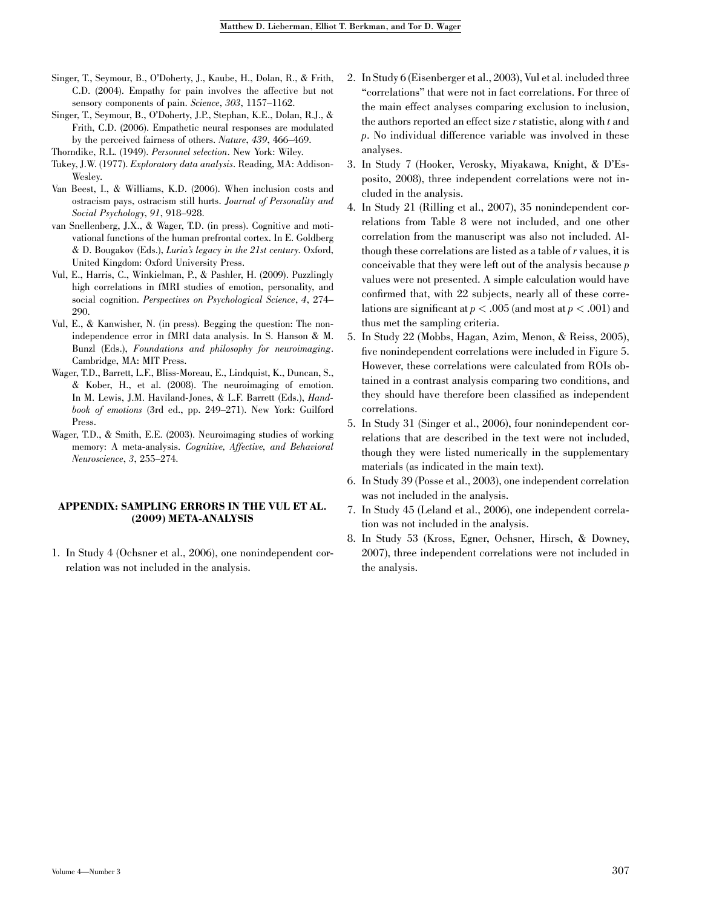Singer, T., Seymour, B., O'Doherty, J., Kaube, H., Dolan, R., & Frith, C.D. (2004). Empathy for pain involves the affective but not sensory components of pain. *Science*, *303*, 1157–1162.

Singer, T., Seymour, B., O'Doherty, J.P., Stephan, K.E., Dolan, R.J., & Frith, C.D. (2006). Empathetic neural responses are modulated by the perceived fairness of others. *Nature*, *439*, 466–469.

Thorndike, R.L. (1949). *Personnel selection*. New York: Wiley.

Tukey, J.W. (1977). *Exploratory data analysis*. Reading, MA: Addison-Wesley.

Van Beest, I., & Williams, K.D. (2006). When inclusion costs and ostracism pays, ostracism still hurts. *Journal of Personality and Social Psychology*, *91*, 918–928.

van Snellenberg, J.X., & Wager, T.D. (in press). Cognitive and motivational functions of the human prefrontal cortex. In E. Goldberg & D. Bougakov (Eds.), *Luria's legacy in the 21st century*. Oxford, United Kingdom: Oxford University Press.

Vul, E., Harris, C., Winkielman, P., & Pashler, H. (2009). Puzzlingly high correlations in fMRI studies of emotion, personality, and social cognition. *Perspectives on Psychological Science*, *4*, 274–290.

Vul, E., & Kanwisher, N. (in press). Begging the question: The nonindependence error in fMRI data analysis. In S. Hanson & M. Bunzl (Eds.), *Foundations and philosophy for neuroimaging*. Cambridge, MA: MIT Press.

Wager, T.D., Barrett, L.F., Bliss-Moreau, E., Lindquist, K., Duncan, S., & Kober, H., et al. (2008). The neuroimaging of emotion. In M. Lewis, J.M. Haviland-Jones, & L.F. Barrett (Eds.), *Handbook of emotions* (3rd ed., pp. 249–271). New York: Guilford Press.

Wager, T.D., & Smith, E.E. (2003). Neuroimaging studies of working memory: A meta-analysis. *Cognitive, Affective, and Behavioral Neuroscience*, *3*, 255–274.

## APPENDIX: SAMPLING ERRORS IN THE VUL ET AL. (2009) META-ANALYSIS

1. In Study 4 (Ochsner et al., 2006), one nonindependent correlation was not included in the analysis.
2. In Study 6 (Eisenberger et al., 2003), Vul et al. included three "correlations" that were not in fact correlations. For three of the main effect analyses comparing exclusion to inclusion, the authors reported an effect size *r* statistic, along with *t* and *p*. No individual difference variable was involved in these analyses.
3. In Study 7 (Hooker, Verosky, Miyakawa, Knight, & D'Esposito, 2008), three independent correlations were not included in the analysis.
4. In Study 21 (Rilling et al., 2007), 35 nonindependent correlations from Table 8 were not included, and one other correlation from the manuscript was also not included. Although these correlations are listed as a table of *r* values, it is conceivable that they were left out of the analysis because *p* values were not presented. A simple calculation would have confirmed that, with 22 subjects, nearly all of these correlations are significant at $p < .005$ (and most at $p < .001$) and thus met the sampling criteria.
5. In Study 22 (Mobbs, Hagan, Azim, Menon, & Reiss, 2005), five nonindependent correlations were included in Figure 5. However, these correlations were calculated from ROIs obtained in a contrast analysis comparing two conditions, and they should have therefore been classified as independent correlations.
6. In Study 31 (Singer et al., 2006), four nonindependent correlations that are described in the text were not included, though they were listed numerically in the supplementary materials (as indicated in the main text).
7. In Study 39 (Posse et al., 2003), one independent correlation was not included in the analysis.
8. In Study 45 (Leland et al., 2006), one independent correlation was not included in the analysis.
9. In Study 53 (Kross, Egner, Ochsner, Hirsch, & Downey, 2007), three independent correlations were not included in the analysis.